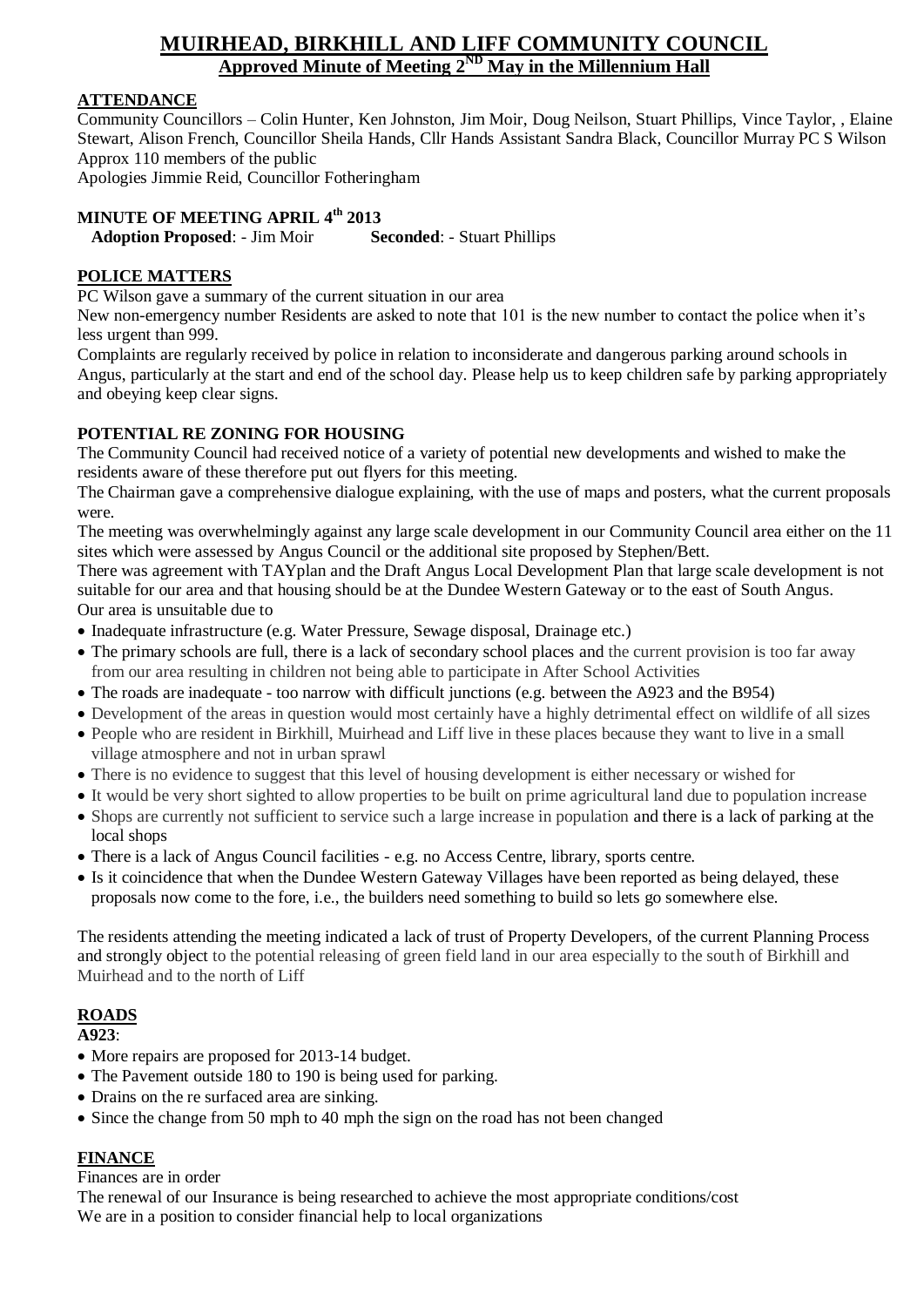# MUIRHEAD, BIRKHILL AND LIFF COMMUNITY COUNCIL

## Approved Minute of Meeting 2ND May in the Millennium Hall

**ATTENDANCE**

Community Councillors – Colin Hunter, Ken Johnston, Jim Moir, Doug Neilson, Stuart Phillips, Vince Taylor, , Elaine Stewart, Alison French, Councillor Sheila Hands, Cllr Hands Assistant Sandra Black, Councillor Murray PC S Wilson
Approx 110 members of the public
Apologies Jimmie Reid, Councillor Fotheringham

**MINUTE OF MEETING APRIL 4th 2013**

**Adoption Proposed**: - Jim Moir **Seconded**: - Stuart Phillips

**POLICE MATTERS**

PC Wilson gave a summary of the current situation in our area
New non-emergency number Residents are asked to note that 101 is the new number to contact the police when it's less urgent than 999.
Complaints are regularly received by police in relation to inconsiderate and dangerous parking around schools in Angus, particularly at the start and end of the school day. Please help us to keep children safe by parking appropriately and obeying keep clear signs.

**POTENTIAL RE ZONING FOR HOUSING**

The Community Council had received notice of a variety of potential new developments and wished to make the residents aware of these therefore put out flyers for this meeting.
The Chairman gave a comprehensive dialogue explaining, with the use of maps and posters, what the current proposals were.
The meeting was overwhelmingly against any large scale development in our Community Council area either on the 11 sites which were assessed by Angus Council or the additional site proposed by Stephen/Bett.
There was agreement with TAYplan and the Draft Angus Local Development Plan that large scale development is not suitable for our area and that housing should be at the Dundee Western Gateway or to the east of South Angus.
Our area is unsuitable due to

- Inadequate infrastructure (e.g. Water Pressure, Sewage disposal, Drainage etc.)
- The primary schools are full, there is a lack of secondary school places and the current provision is too far away from our area resulting in children not being able to participate in After School Activities
- The roads are inadequate - too narrow with difficult junctions (e.g. between the A923 and the B954)
- Development of the areas in question would most certainly have a highly detrimental effect on wildlife of all sizes
- People who are resident in Birkhill, Muirhead and Liff live in these places because they want to live in a small village atmosphere and not in urban sprawl
- There is no evidence to suggest that this level of housing development is either necessary or wished for
- It would be very short sighted to allow properties to be built on prime agricultural land due to population increase
- Shops are currently not sufficient to service such a large increase in population and there is a lack of parking at the local shops
- There is a lack of Angus Council facilities - e.g. no Access Centre, library, sports centre.
- Is it coincidence that when the Dundee Western Gateway Villages have been reported as being delayed, these proposals now come to the fore, i.e., the builders need something to build so lets go somewhere else.

The residents attending the meeting indicated a lack of trust of Property Developers, of the current Planning Process and strongly object to the potential releasing of green field land in our area especially to the south of Birkhill and Muirhead and to the north of Liff

**ROADS**

**A923**:

- More repairs are proposed for 2013-14 budget.
- The Pavement outside 180 to 190 is being used for parking.
- Drains on the re surfaced area are sinking.
- Since the change from 50 mph to 40 mph the sign on the road has not been changed

**FINANCE**

Finances are in order
The renewal of our Insurance is being researched to achieve the most appropriate conditions/cost
We are in a position to consider financial help to local organizations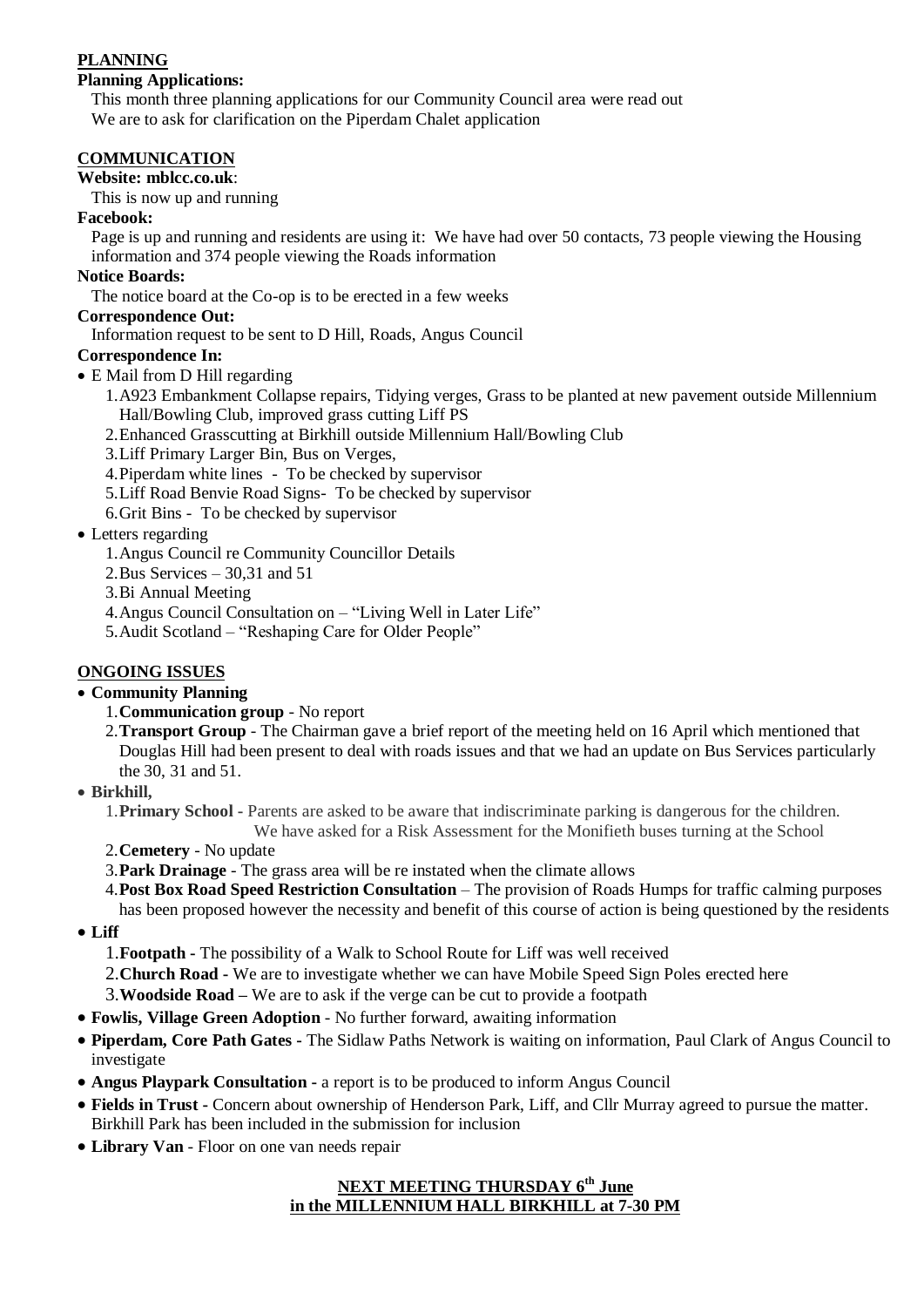## PLANNING

**Planning Applications:**

This month three planning applications for our Community Council area were read out
We are to ask for clarification on the Piperdam Chalet application

## COMMUNICATION

**Website: mblcc.co.uk**:

This is now up and running

**Facebook:**

Page is up and running and residents are using it: We have had over 50 contacts, 73 people viewing the Housing information and 374 people viewing the Roads information

**Notice Boards:**

The notice board at the Co-op is to be erected in a few weeks

**Correspondence Out:**

Information request to be sent to D Hill, Roads, Angus Council

**Correspondence In:**

- E Mail from D Hill regarding
  1. A923 Embankment Collapse repairs, Tidying verges, Grass to be planted at new pavement outside Millennium Hall/Bowling Club, improved grass cutting Liff PS
  2. Enhanced Grasscutting at Birkhill outside Millennium Hall/Bowling Club
  3. Liff Primary Larger Bin, Bus on Verges,
  4. Piperdam white lines - To be checked by supervisor
  5. Liff Road Benvie Road Signs- To be checked by supervisor
  6. Grit Bins - To be checked by supervisor
- Letters regarding
  1. Angus Council re Community Councillor Details
  2. Bus Services – 30,31 and 51
  3. Bi Annual Meeting
  4. Angus Council Consultation on – "Living Well in Later Life"
  5. Audit Scotland – "Reshaping Care for Older People"

## ONGOING ISSUES

- **Community Planning**
  1. **Communication group** - No report
  2. **Transport Group** - The Chairman gave a brief report of the meeting held on 16 April which mentioned that Douglas Hill had been present to deal with roads issues and that we had an update on Bus Services particularly the 30, 31 and 51.
- **Birkhill,**
  1. **Primary School** - Parents are asked to be aware that indiscriminate parking is dangerous for the children. We have asked for a Risk Assessment for the Monifieth buses turning at the School
  2. **Cemetery** - No update
  3. **Park Drainage** - The grass area will be re instated when the climate allows
  4. **Post Box Road Speed Restriction Consultation** – The provision of Roads Humps for traffic calming purposes has been proposed however the necessity and benefit of this course of action is being questioned by the residents
- **Liff**
  1. **Footpath -** The possibility of a Walk to School Route for Liff was well received
  2. **Church Road** - We are to investigate whether we can have Mobile Speed Sign Poles erected here
  3. **Woodside Road –** We are to ask if the verge can be cut to provide a footpath
- **Fowlis, Village Green Adoption** - No further forward, awaiting information
- **Piperdam, Core Path Gates -** The Sidlaw Paths Network is waiting on information, Paul Clark of Angus Council to investigate
- **Angus Playpark Consultation -** a report is to be produced to inform Angus Council
- **Fields in Trust -** Concern about ownership of Henderson Park, Liff, and Cllr Murray agreed to pursue the matter. Birkhill Park has been included in the submission for inclusion
- **Library Van** - Floor on one van needs repair

**NEXT MEETING THURSDAY 6th June**
**in the MILLENNIUM HALL BIRKHILL at 7-30 PM**